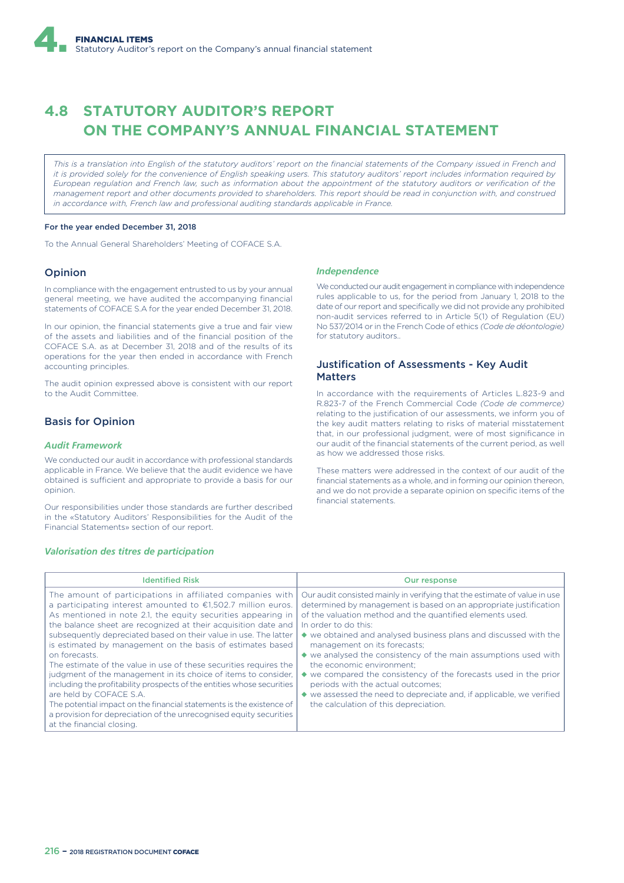# 4.8 STATUTORY AUDITOR'S REPORT ON THE COMPANY'S ANNUAL FINANCIAL STATEMENT

*This is a translation into English of the statutory auditors' report on the financial statements of the Company issued in French and it is provided solely for the convenience of English speaking users. This statutory auditors' report includes information required by European regulation and French law, such as information about the appointment of the statutory auditors or verification of the management report and other documents provided to shareholders. This report should be read in conjunction with, and construed in accordance with, French law and professional auditing standards applicable in France.*

**For the year ended December 31, 2018**

To the Annual General Shareholders' Meeting of COFACE S.A.

## Opinion

In compliance with the engagement entrusted to us by your annual general meeting, we have audited the accompanying financial statements of COFACE S.A for the year ended December 31, 2018.

In our opinion, the financial statements give a true and fair view of the assets and liabilities and of the financial position of the COFACE S.A. as at December 31, 2018 and of the results of its operations for the year then ended in accordance with French accounting principles.

The audit opinion expressed above is consistent with our report to the Audit Committee.

## Basis for Opinion

### *Audit Framework*

We conducted our audit in accordance with professional standards applicable in France. We believe that the audit evidence we have obtained is sufficient and appropriate to provide a basis for our opinion.

Our responsibilities under those standards are further described in the «Statutory Auditors' Responsibilities for the Audit of the Financial Statements» section of our report.

### *Independence*

We conducted our audit engagement in compliance with independence rules applicable to us, for the period from January 1, 2018 to the date of our report and specifically we did not provide any prohibited non-audit services referred to in Article 5(1) of Regulation (EU) No 537/2014 or in the French Code of ethics *(Code de déontologie)* for statutory auditors..

## Justification of Assessments - Key Audit Matters

In accordance with the requirements of Articles L.823-9 and R.823-7 of the French Commercial Code *(Code de commerce)* relating to the justification of our assessments, we inform you of the key audit matters relating to risks of material misstatement that, in our professional judgment, were of most significance in our audit of the financial statements of the current period, as well as how we addressed those risks.

These matters were addressed in the context of our audit of the financial statements as a whole, and in forming our opinion thereon, and we do not provide a separate opinion on specific items of the financial statements.

### *Valorisation des titres de participation*

| Identified Risk | Our response |
|---|---|
| The amount of participations in affiliated companies with a participating interest amounted to €1,502.7 million euros. As mentioned in note 2.1, the equity securities appearing in the balance sheet are recognized at their acquisition date and subsequently depreciated based on their value in use. The latter is estimated by management on the basis of estimates based on forecasts.<br>The estimate of the value in use of these securities requires the judgment of the management in its choice of items to consider, including the profitability prospects of the entities whose securities are held by COFACE S.A.<br>The potential impact on the financial statements is the existence of a provision for depreciation of the unrecognised equity securities at the financial closing. | Our audit consisted mainly in verifying that the estimate of value in use determined by management is based on an appropriate justification of the valuation method and the quantified elements used.<br>In order to do this:<br>◆ we obtained and analysed business plans and discussed with the management on its forecasts;<br>◆ we analysed the consistency of the main assumptions used with the economic environment;<br>◆ we compared the consistency of the forecasts used in the prior periods with the actual outcomes;<br>◆ we assessed the need to depreciate and, if applicable, we verified the calculation of this depreciation. |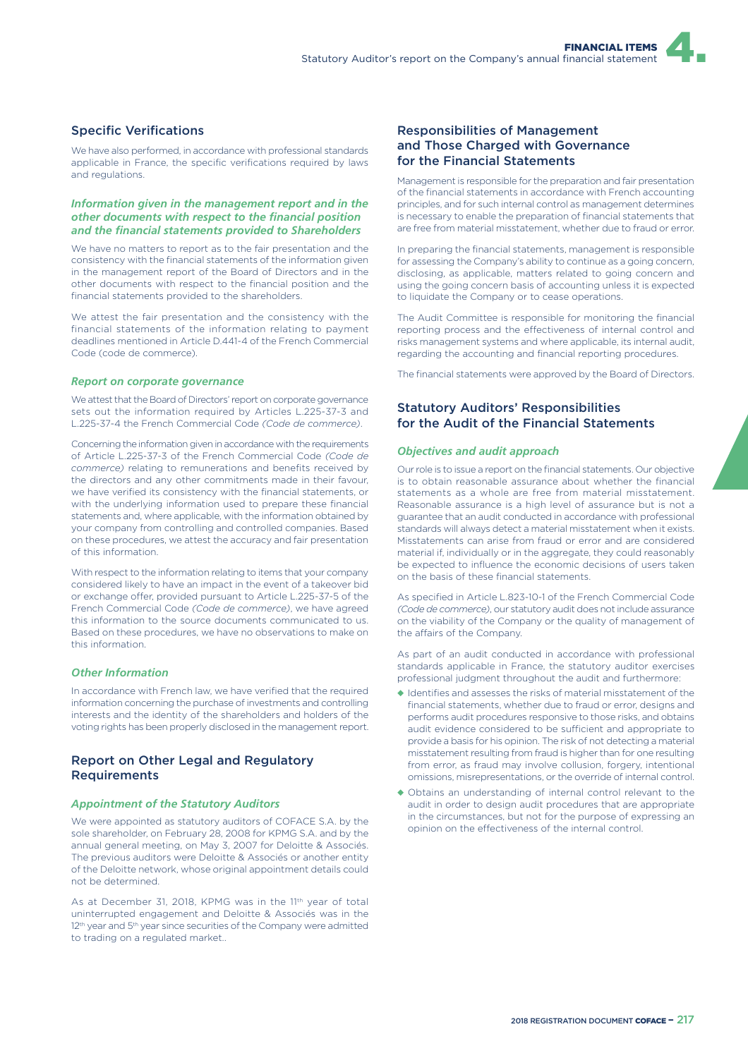## Specific Verifications

We have also performed, in accordance with professional standards applicable in France, the specific verifications required by laws and regulations.

### *Information given in the management report and in the other documents with respect to the financial position and the financial statements provided to Shareholders*

We have no matters to report as to the fair presentation and the consistency with the financial statements of the information given in the management report of the Board of Directors and in the other documents with respect to the financial position and the financial statements provided to the shareholders.

We attest the fair presentation and the consistency with the financial statements of the information relating to payment deadlines mentioned in Article D.441-4 of the French Commercial Code (code de commerce).

### *Report on corporate governance*

We attest that the Board of Directors' report on corporate governance sets out the information required by Articles L.225-37-3 and L.225-37-4 the French Commercial Code *(Code de commerce)*.

Concerning the information given in accordance with the requirements of Article L.225-37-3 of the French Commercial Code *(Code de commerce)* relating to remunerations and benefits received by the directors and any other commitments made in their favour, we have verified its consistency with the financial statements, or with the underlying information used to prepare these financial statements and, where applicable, with the information obtained by your company from controlling and controlled companies. Based on these procedures, we attest the accuracy and fair presentation of this information.

With respect to the information relating to items that your company considered likely to have an impact in the event of a takeover bid or exchange offer, provided pursuant to Article L.225-37-5 of the French Commercial Code *(Code de commerce)*, we have agreed this information to the source documents communicated to us. Based on these procedures, we have no observations to make on this information.

### *Other Information*

In accordance with French law, we have verified that the required information concerning the purchase of investments and controlling interests and the identity of the shareholders and holders of the voting rights has been properly disclosed in the management report.

## Report on Other Legal and Regulatory Requirements

### *Appointment of the Statutory Auditors*

We were appointed as statutory auditors of COFACE S.A. by the sole shareholder, on February 28, 2008 for KPMG S.A. and by the annual general meeting, on May 3, 2007 for Deloitte & Associés. The previous auditors were Deloitte & Associés or another entity of the Deloitte network, whose original appointment details could not be determined.

As at December 31, 2018, KPMG was in the 11th year of total uninterrupted engagement and Deloitte & Associés was in the 12th year and 5th year since securities of the Company were admitted to trading on a regulated market..

## Responsibilities of Management and Those Charged with Governance for the Financial Statements

Management is responsible for the preparation and fair presentation of the financial statements in accordance with French accounting principles, and for such internal control as management determines is necessary to enable the preparation of financial statements that are free from material misstatement, whether due to fraud or error.

In preparing the financial statements, management is responsible for assessing the Company's ability to continue as a going concern, disclosing, as applicable, matters related to going concern and using the going concern basis of accounting unless it is expected to liquidate the Company or to cease operations.

The Audit Committee is responsible for monitoring the financial reporting process and the effectiveness of internal control and risks management systems and where applicable, its internal audit, regarding the accounting and financial reporting procedures.

The financial statements were approved by the Board of Directors.

## Statutory Auditors' Responsibilities for the Audit of the Financial Statements

### *Objectives and audit approach*

Our role is to issue a report on the financial statements. Our objective is to obtain reasonable assurance about whether the financial statements as a whole are free from material misstatement. Reasonable assurance is a high level of assurance but is not a guarantee that an audit conducted in accordance with professional standards will always detect a material misstatement when it exists. Misstatements can arise from fraud or error and are considered material if, individually or in the aggregate, they could reasonably be expected to influence the economic decisions of users taken on the basis of these financial statements.

As specified in Article L.823-10-1 of the French Commercial Code *(Code de commerce)*, our statutory audit does not include assurance on the viability of the Company or the quality of management of the affairs of the Company.

As part of an audit conducted in accordance with professional standards applicable in France, the statutory auditor exercises professional judgment throughout the audit and furthermore:

- Identifies and assesses the risks of material misstatement of the financial statements, whether due to fraud or error, designs and performs audit procedures responsive to those risks, and obtains audit evidence considered to be sufficient and appropriate to provide a basis for his opinion. The risk of not detecting a material misstatement resulting from fraud is higher than for one resulting from error, as fraud may involve collusion, forgery, intentional omissions, misrepresentations, or the override of internal control.
- Obtains an understanding of internal control relevant to the audit in order to design audit procedures that are appropriate in the circumstances, but not for the purpose of expressing an opinion on the effectiveness of the internal control.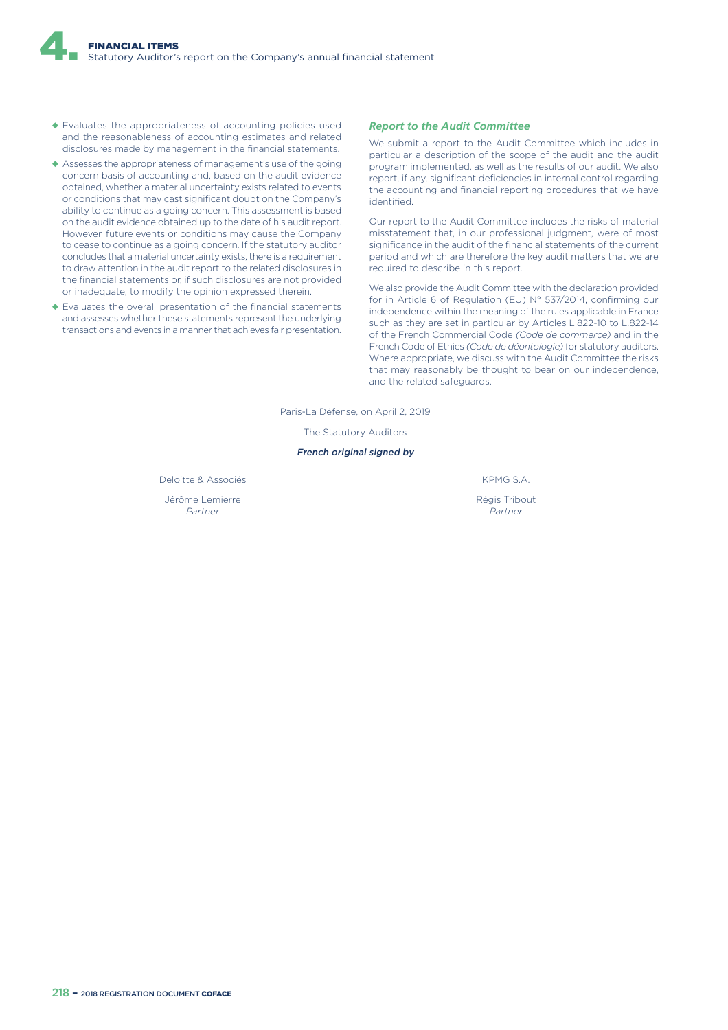- Evaluates the appropriateness of accounting policies used and the reasonableness of accounting estimates and related disclosures made by management in the financial statements.
- Assesses the appropriateness of management's use of the going concern basis of accounting and, based on the audit evidence obtained, whether a material uncertainty exists related to events or conditions that may cast significant doubt on the Company's ability to continue as a going concern. This assessment is based on the audit evidence obtained up to the date of his audit report. However, future events or conditions may cause the Company to cease to continue as a going concern. If the statutory auditor concludes that a material uncertainty exists, there is a requirement to draw attention in the audit report to the related disclosures in the financial statements or, if such disclosures are not provided or inadequate, to modify the opinion expressed therein.
- Evaluates the overall presentation of the financial statements and assesses whether these statements represent the underlying transactions and events in a manner that achieves fair presentation.

### *Report to the Audit Committee*

We submit a report to the Audit Committee which includes in particular a description of the scope of the audit and the audit program implemented, as well as the results of our audit. We also report, if any, significant deficiencies in internal control regarding the accounting and financial reporting procedures that we have identified.

Our report to the Audit Committee includes the risks of material misstatement that, in our professional judgment, were of most significance in the audit of the financial statements of the current period and which are therefore the key audit matters that we are required to describe in this report.

We also provide the Audit Committee with the declaration provided for in Article 6 of Regulation (EU) N° 537/2014, confirming our independence within the meaning of the rules applicable in France such as they are set in particular by Articles L.822-10 to L.822-14 of the French Commercial Code *(Code de commerce)* and in the French Code of Ethics *(Code de déontologie)* for statutory auditors. Where appropriate, we discuss with the Audit Committee the risks that may reasonably be thought to bear on our independence, and the related safeguards.

Paris-La Défense, on April 2, 2019

The Statutory Auditors

***French original signed by***

Deloitte & Associés

Jérôme Lemierre
*Partner*

KPMG S.A.

Régis Tribout
*Partner*